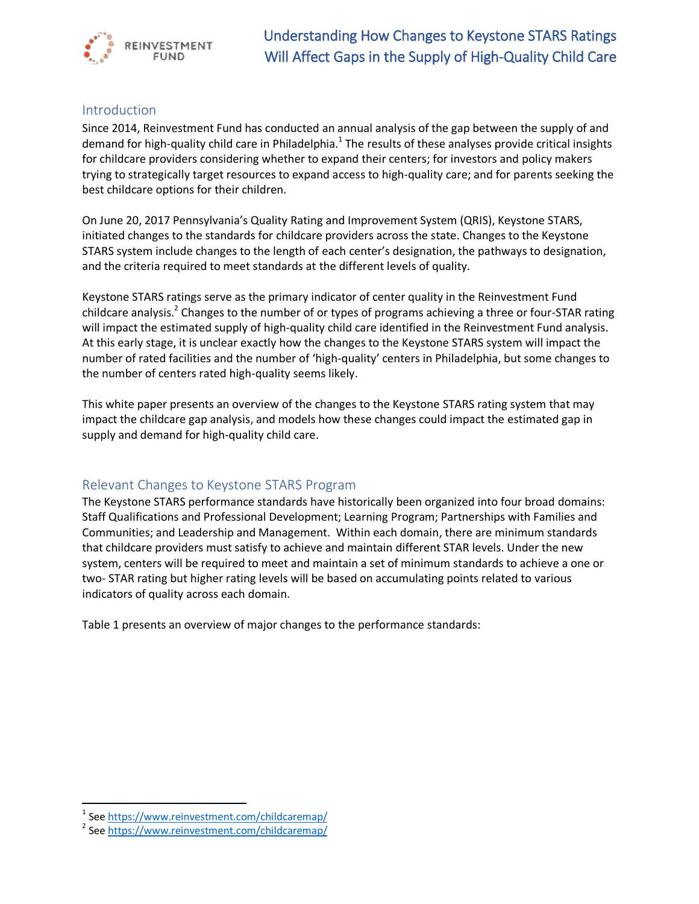# Understanding How Changes to Keystone STARS Ratings Will Affect Gaps in the Supply of High-Quality Child Care

## Introduction

Since 2014, Reinvestment Fund has conducted an annual analysis of the gap between the supply of and demand for high-quality child care in Philadelphia.[1] The results of these analyses provide critical insights for childcare providers considering whether to expand their centers; for investors and policy makers trying to strategically target resources to expand access to high-quality care; and for parents seeking the best childcare options for their children.

On June 20, 2017 Pennsylvania's Quality Rating and Improvement System (QRIS), Keystone STARS, initiated changes to the standards for childcare providers across the state. Changes to the Keystone STARS system include changes to the length of each center's designation, the pathways to designation, and the criteria required to meet standards at the different levels of quality.

Keystone STARS ratings serve as the primary indicator of center quality in the Reinvestment Fund childcare analysis.[2] Changes to the number of or types of programs achieving a three or four-STAR rating will impact the estimated supply of high-quality child care identified in the Reinvestment Fund analysis. At this early stage, it is unclear exactly how the changes to the Keystone STARS system will impact the number of rated facilities and the number of 'high-quality' centers in Philadelphia, but some changes to the number of centers rated high-quality seems likely.

This white paper presents an overview of the changes to the Keystone STARS rating system that may impact the childcare gap analysis, and models how these changes could impact the estimated gap in supply and demand for high-quality child care.

## Relevant Changes to Keystone STARS Program

The Keystone STARS performance standards have historically been organized into four broad domains: Staff Qualifications and Professional Development; Learning Program; Partnerships with Families and Communities; and Leadership and Management. Within each domain, there are minimum standards that childcare providers must satisfy to achieve and maintain different STAR levels. Under the new system, centers will be required to meet and maintain a set of minimum standards to achieve a one or two- STAR rating but higher rating levels will be based on accumulating points related to various indicators of quality across each domain.

Table 1 presents an overview of major changes to the performance standards:

---

[1] See https://www.reinvestment.com/childcaremap/

[2] See https://www.reinvestment.com/childcaremap/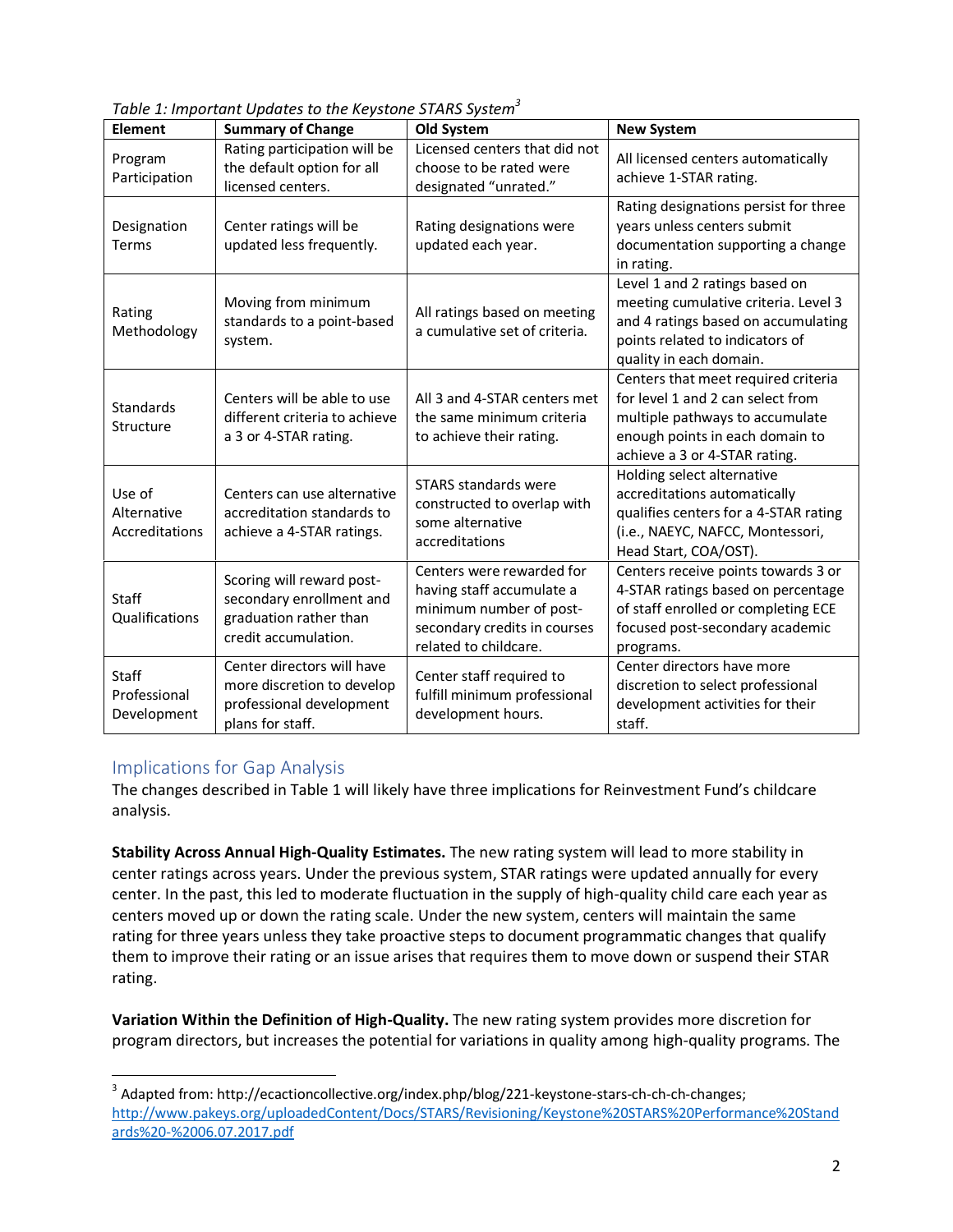*Table 1: Important Updates to the Keystone STARS System*[3]

| Element | Summary of Change | Old System | New System |
|---|---|---|---|
| Program Participation | Rating participation will be the default option for all licensed centers. | Licensed centers that did not choose to be rated were designated "unrated." | All licensed centers automatically achieve 1-STAR rating. |
| Designation Terms | Center ratings will be updated less frequently. | Rating designations were updated each year. | Rating designations persist for three years unless centers submit documentation supporting a change in rating. |
| Rating Methodology | Moving from minimum standards to a point-based system. | All ratings based on meeting a cumulative set of criteria. | Level 1 and 2 ratings based on meeting cumulative criteria. Level 3 and 4 ratings based on accumulating points related to indicators of quality in each domain. |
| Standards Structure | Centers will be able to use different criteria to achieve a 3 or 4-STAR rating. | All 3 and 4-STAR centers met the same minimum criteria to achieve their rating. | Centers that meet required criteria for level 1 and 2 can select from multiple pathways to accumulate enough points in each domain to achieve a 3 or 4-STAR rating. |
| Use of Alternative Accreditations | Centers can use alternative accreditation standards to achieve a 4-STAR ratings. | STARS standards were constructed to overlap with some alternative accreditations | Holding select alternative accreditations automatically qualifies centers for a 4-STAR rating (i.e., NAEYC, NAFCC, Montessori, Head Start, COA/OST). |
| Staff Qualifications | Scoring will reward post-secondary enrollment and graduation rather than credit accumulation. | Centers were rewarded for having staff accumulate a minimum number of post-secondary credits in courses related to childcare. | Centers receive points towards 3 or 4-STAR ratings based on percentage of staff enrolled or completing ECE focused post-secondary academic programs. |
| Staff Professional Development | Center directors will have more discretion to develop professional development plans for staff. | Center staff required to fulfill minimum professional development hours. | Center directors have more discretion to select professional development activities for their staff. |

## Implications for Gap Analysis

The changes described in Table 1 will likely have three implications for Reinvestment Fund's childcare analysis.

**Stability Across Annual High-Quality Estimates.** The new rating system will lead to more stability in center ratings across years. Under the previous system, STAR ratings were updated annually for every center. In the past, this led to moderate fluctuation in the supply of high-quality child care each year as centers moved up or down the rating scale. Under the new system, centers will maintain the same rating for three years unless they take proactive steps to document programmatic changes that qualify them to improve their rating or an issue arises that requires them to move down or suspend their STAR rating.

**Variation Within the Definition of High-Quality.** The new rating system provides more discretion for program directors, but increases the potential for variations in quality among high-quality programs. The

---

[3] Adapted from: http://ecactioncollective.org/index.php/blog/221-keystone-stars-ch-ch-ch-changes; http://www.pakeys.org/uploadedContent/Docs/STARS/Revisioning/Keystone%20STARS%20Performance%20Standards%20-%2006.07.2017.pdf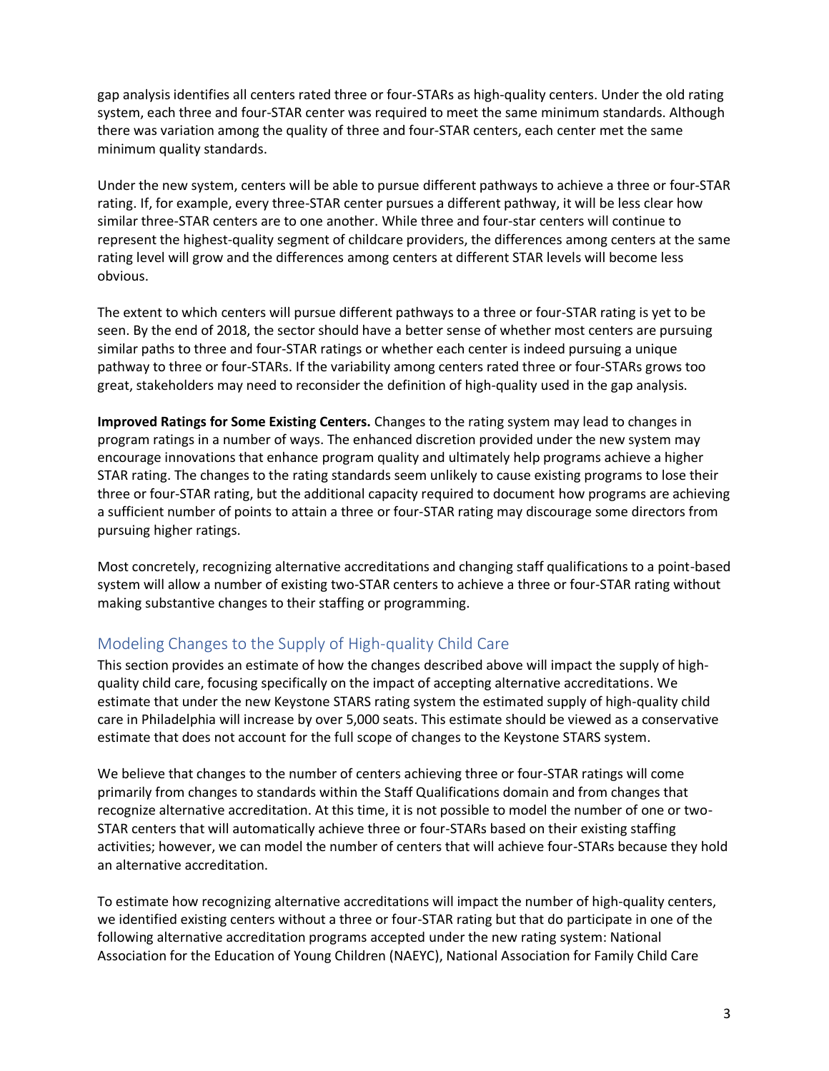gap analysis identifies all centers rated three or four-STARs as high-quality centers. Under the old rating system, each three and four-STAR center was required to meet the same minimum standards. Although there was variation among the quality of three and four-STAR centers, each center met the same minimum quality standards.

Under the new system, centers will be able to pursue different pathways to achieve a three or four-STAR rating. If, for example, every three-STAR center pursues a different pathway, it will be less clear how similar three-STAR centers are to one another. While three and four-star centers will continue to represent the highest-quality segment of childcare providers, the differences among centers at the same rating level will grow and the differences among centers at different STAR levels will become less obvious.

The extent to which centers will pursue different pathways to a three or four-STAR rating is yet to be seen. By the end of 2018, the sector should have a better sense of whether most centers are pursuing similar paths to three and four-STAR ratings or whether each center is indeed pursuing a unique pathway to three or four-STARs. If the variability among centers rated three or four-STARs grows too great, stakeholders may need to reconsider the definition of high-quality used in the gap analysis.

**Improved Ratings for Some Existing Centers.** Changes to the rating system may lead to changes in program ratings in a number of ways. The enhanced discretion provided under the new system may encourage innovations that enhance program quality and ultimately help programs achieve a higher STAR rating. The changes to the rating standards seem unlikely to cause existing programs to lose their three or four-STAR rating, but the additional capacity required to document how programs are achieving a sufficient number of points to attain a three or four-STAR rating may discourage some directors from pursuing higher ratings.

Most concretely, recognizing alternative accreditations and changing staff qualifications to a point-based system will allow a number of existing two-STAR centers to achieve a three or four-STAR rating without making substantive changes to their staffing or programming.

## Modeling Changes to the Supply of High-quality Child Care

This section provides an estimate of how the changes described above will impact the supply of high-quality child care, focusing specifically on the impact of accepting alternative accreditations. We estimate that under the new Keystone STARS rating system the estimated supply of high-quality child care in Philadelphia will increase by over 5,000 seats. This estimate should be viewed as a conservative estimate that does not account for the full scope of changes to the Keystone STARS system.

We believe that changes to the number of centers achieving three or four-STAR ratings will come primarily from changes to standards within the Staff Qualifications domain and from changes that recognize alternative accreditation. At this time, it is not possible to model the number of one or two-STAR centers that will automatically achieve three or four-STARs based on their existing staffing activities; however, we can model the number of centers that will achieve four-STARs because they hold an alternative accreditation.

To estimate how recognizing alternative accreditations will impact the number of high-quality centers, we identified existing centers without a three or four-STAR rating but that do participate in one of the following alternative accreditation programs accepted under the new rating system: National Association for the Education of Young Children (NAEYC), National Association for Family Child Care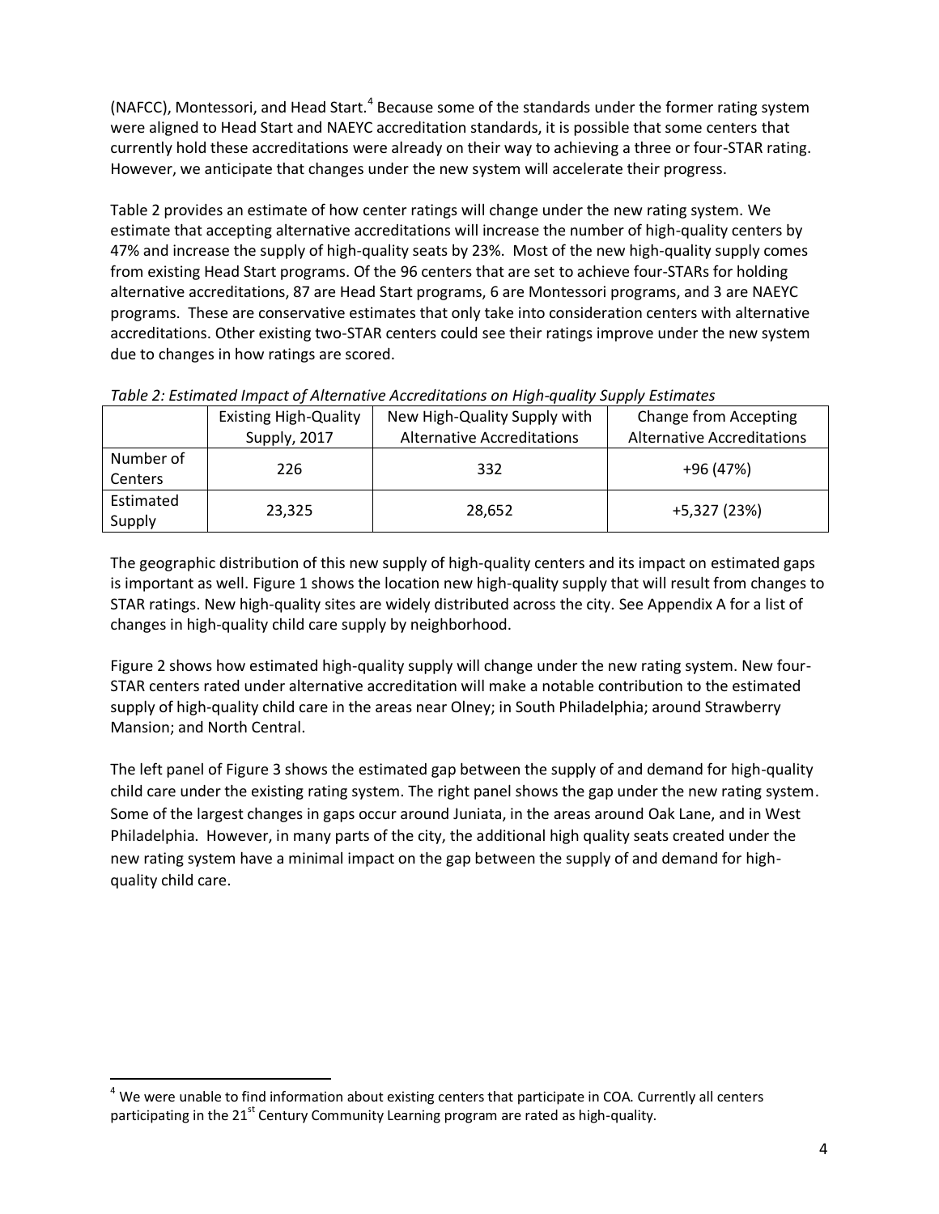(NAFCC), Montessori, and Head Start.[4] Because some of the standards under the former rating system were aligned to Head Start and NAEYC accreditation standards, it is possible that some centers that currently hold these accreditations were already on their way to achieving a three or four-STAR rating. However, we anticipate that changes under the new system will accelerate their progress.

Table 2 provides an estimate of how center ratings will change under the new rating system. We estimate that accepting alternative accreditations will increase the number of high-quality centers by 47% and increase the supply of high-quality seats by 23%. Most of the new high-quality supply comes from existing Head Start programs. Of the 96 centers that are set to achieve four-STARs for holding alternative accreditations, 87 are Head Start programs, 6 are Montessori programs, and 3 are NAEYC programs. These are conservative estimates that only take into consideration centers with alternative accreditations. Other existing two-STAR centers could see their ratings improve under the new system due to changes in how ratings are scored.

*Table 2: Estimated Impact of Alternative Accreditations on High-quality Supply Estimates*

| | Existing High-Quality Supply, 2017 | New High-Quality Supply with Alternative Accreditations | Change from Accepting Alternative Accreditations |
|---|---|---|---|
| Number of Centers | 226 | 332 | +96 (47%) |
| Estimated Supply | 23,325 | 28,652 | +5,327 (23%) |

The geographic distribution of this new supply of high-quality centers and its impact on estimated gaps is important as well. Figure 1 shows the location new high-quality supply that will result from changes to STAR ratings. New high-quality sites are widely distributed across the city. See Appendix A for a list of changes in high-quality child care supply by neighborhood.

Figure 2 shows how estimated high-quality supply will change under the new rating system. New four-STAR centers rated under alternative accreditation will make a notable contribution to the estimated supply of high-quality child care in the areas near Olney; in South Philadelphia; around Strawberry Mansion; and North Central.

The left panel of Figure 3 shows the estimated gap between the supply of and demand for high-quality child care under the existing rating system. The right panel shows the gap under the new rating system. Some of the largest changes in gaps occur around Juniata, in the areas around Oak Lane, and in West Philadelphia. However, in many parts of the city, the additional high quality seats created under the new rating system have a minimal impact on the gap between the supply of and demand for high-quality child care.

[4] We were unable to find information about existing centers that participate in COA. Currently all centers participating in the 21st Century Community Learning program are rated as high-quality.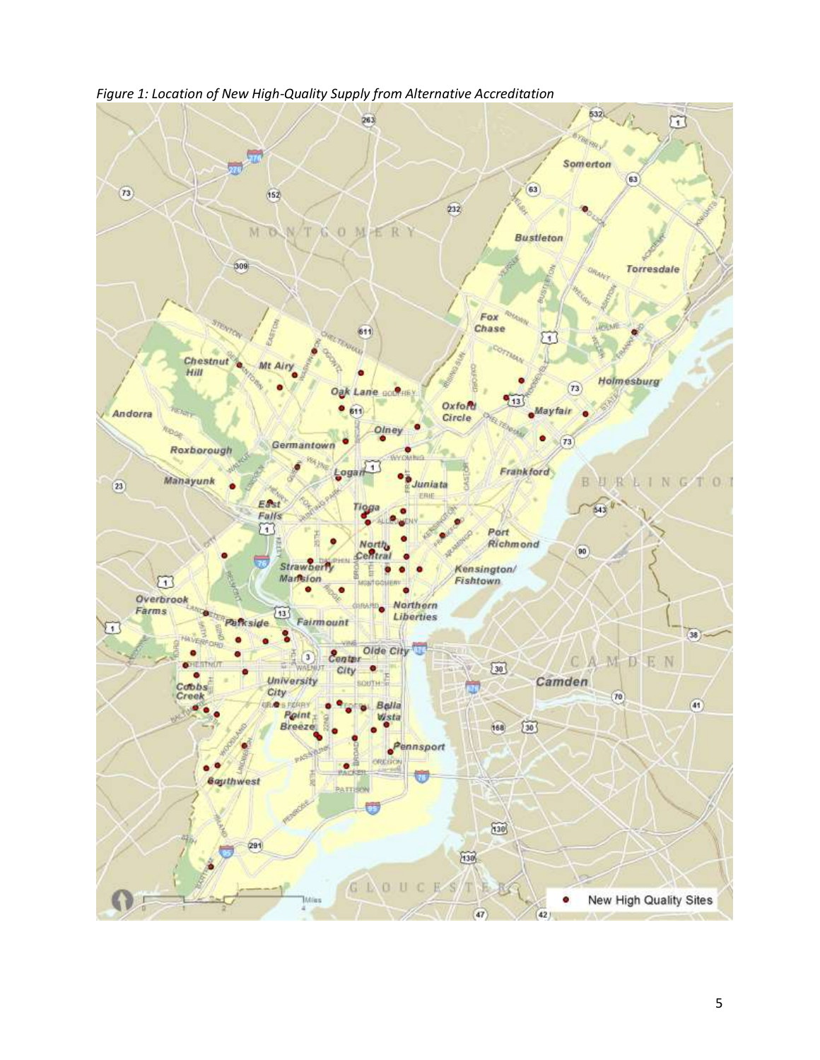*Figure 1: Location of New High-Quality Supply from Alternative Accreditation*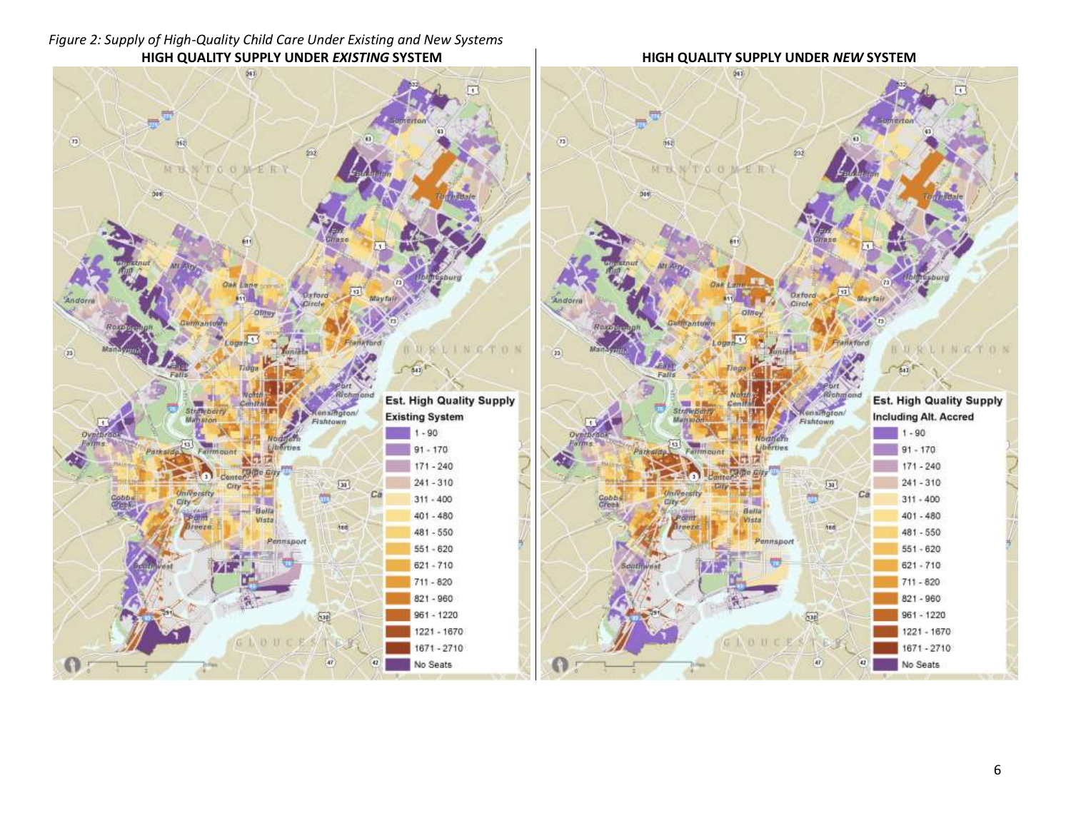*Figure 2: Supply of High-Quality Child Care Under Existing and New Systems*

**HIGH QUALITY SUPPLY UNDER *EXISTING* SYSTEM**

**HIGH QUALITY SUPPLY UNDER *NEW* SYSTEM**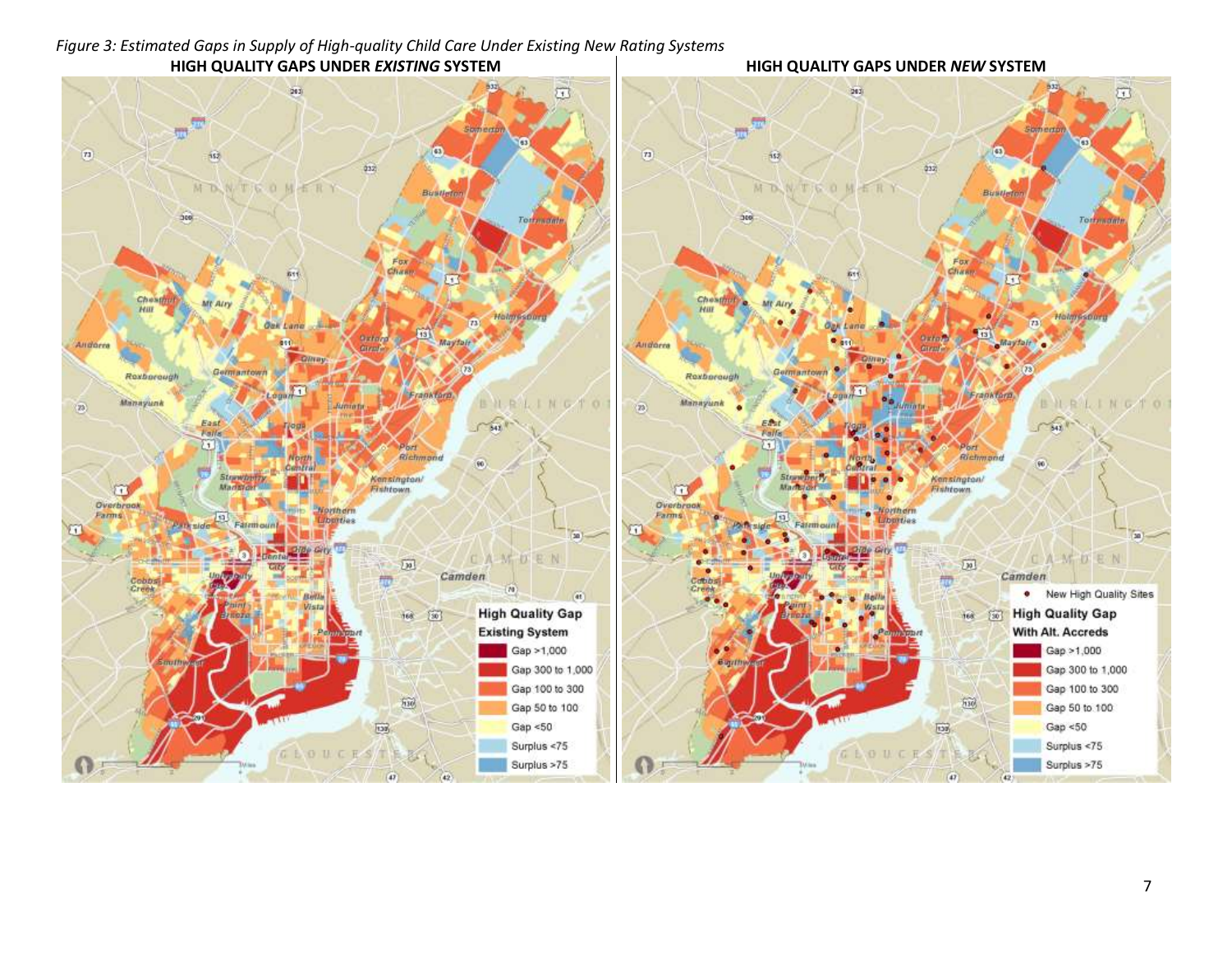*Figure 3: Estimated Gaps in Supply of High-quality Child Care Under Existing New Rating Systems*

**HIGH QUALITY GAPS UNDER *EXISTING* SYSTEM**

**HIGH QUALITY GAPS UNDER *NEW* SYSTEM**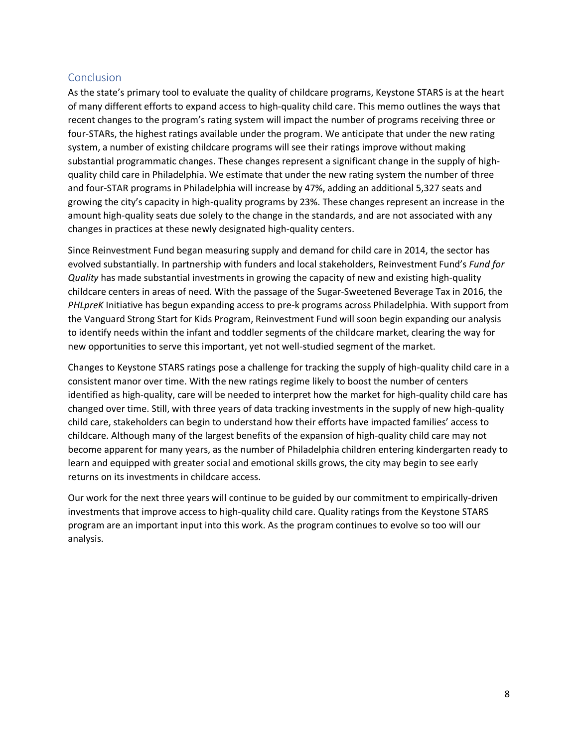## Conclusion

As the state's primary tool to evaluate the quality of childcare programs, Keystone STARS is at the heart of many different efforts to expand access to high-quality child care. This memo outlines the ways that recent changes to the program's rating system will impact the number of programs receiving three or four-STARs, the highest ratings available under the program. We anticipate that under the new rating system, a number of existing childcare programs will see their ratings improve without making substantial programmatic changes. These changes represent a significant change in the supply of high-quality child care in Philadelphia. We estimate that under the new rating system the number of three and four-STAR programs in Philadelphia will increase by 47%, adding an additional 5,327 seats and growing the city's capacity in high-quality programs by 23%. These changes represent an increase in the amount high-quality seats due solely to the change in the standards, and are not associated with any changes in practices at these newly designated high-quality centers.

Since Reinvestment Fund began measuring supply and demand for child care in 2014, the sector has evolved substantially. In partnership with funders and local stakeholders, Reinvestment Fund's *Fund for Quality* has made substantial investments in growing the capacity of new and existing high-quality childcare centers in areas of need. With the passage of the Sugar-Sweetened Beverage Tax in 2016, the *PHLpreK* Initiative has begun expanding access to pre-k programs across Philadelphia. With support from the Vanguard Strong Start for Kids Program, Reinvestment Fund will soon begin expanding our analysis to identify needs within the infant and toddler segments of the childcare market, clearing the way for new opportunities to serve this important, yet not well-studied segment of the market.

Changes to Keystone STARS ratings pose a challenge for tracking the supply of high-quality child care in a consistent manor over time. With the new ratings regime likely to boost the number of centers identified as high-quality, care will be needed to interpret how the market for high-quality child care has changed over time. Still, with three years of data tracking investments in the supply of new high-quality child care, stakeholders can begin to understand how their efforts have impacted families' access to childcare. Although many of the largest benefits of the expansion of high-quality child care may not become apparent for many years, as the number of Philadelphia children entering kindergarten ready to learn and equipped with greater social and emotional skills grows, the city may begin to see early returns on its investments in childcare access.

Our work for the next three years will continue to be guided by our commitment to empirically-driven investments that improve access to high-quality child care. Quality ratings from the Keystone STARS program are an important input into this work. As the program continues to evolve so too will our analysis.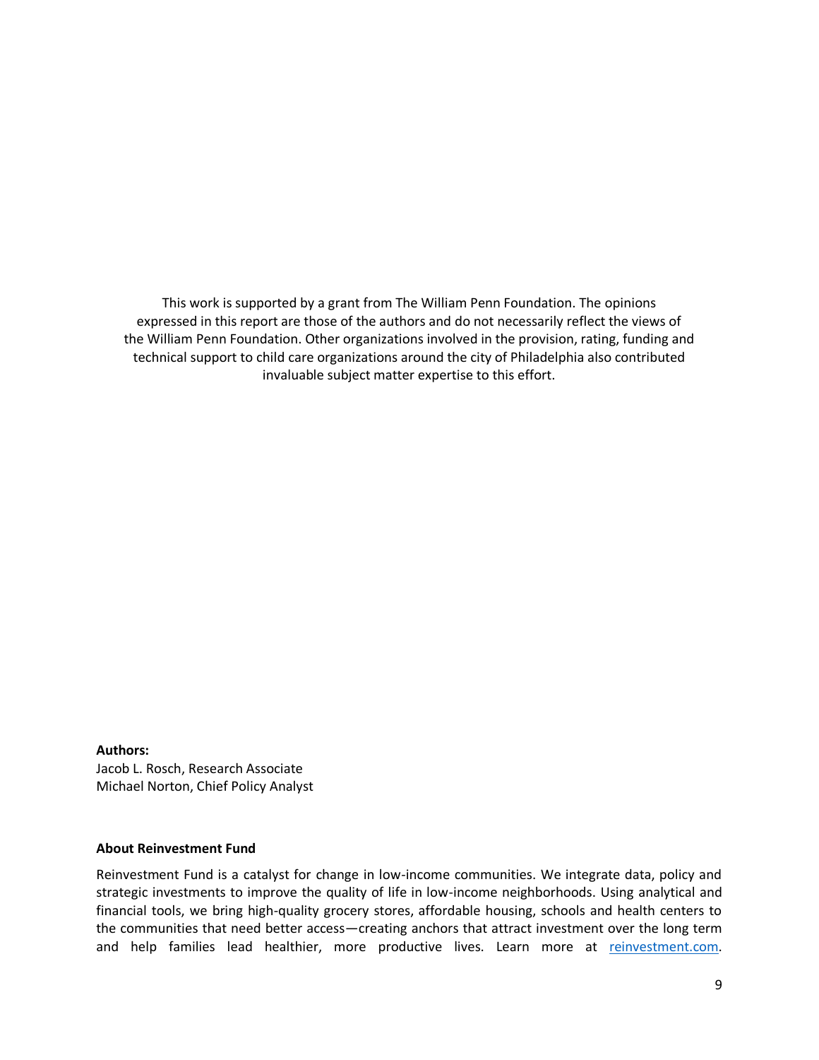This work is supported by a grant from The William Penn Foundation. The opinions expressed in this report are those of the authors and do not necessarily reflect the views of the William Penn Foundation. Other organizations involved in the provision, rating, funding and technical support to child care organizations around the city of Philadelphia also contributed invaluable subject matter expertise to this effort.

**Authors:**
Jacob L. Rosch, Research Associate
Michael Norton, Chief Policy Analyst

**About Reinvestment Fund**

Reinvestment Fund is a catalyst for change in low-income communities. We integrate data, policy and strategic investments to improve the quality of life in low-income neighborhoods. Using analytical and financial tools, we bring high-quality grocery stores, affordable housing, schools and health centers to the communities that need better access—creating anchors that attract investment over the long term and help families lead healthier, more productive lives. Learn more at [reinvestment.com](reinvestment.com).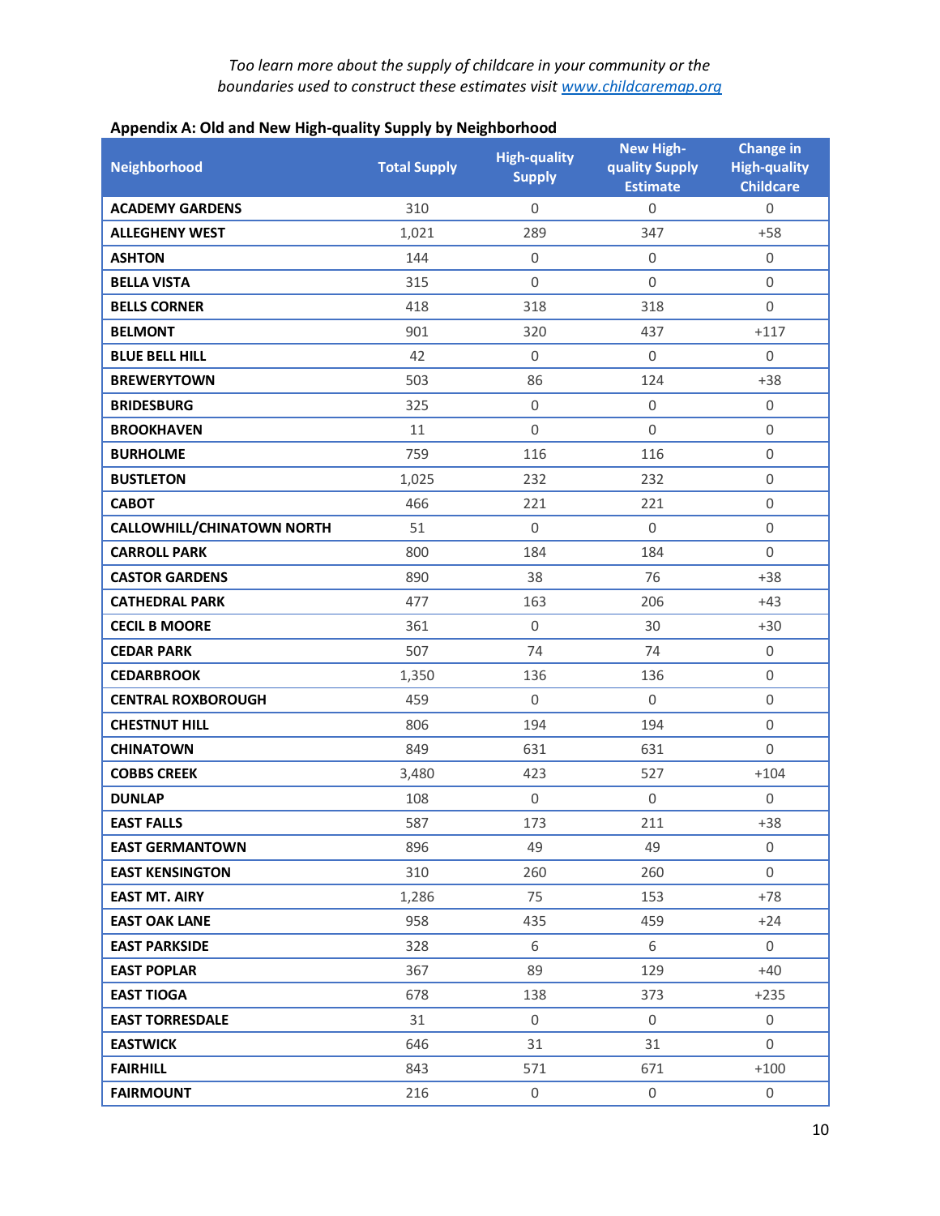*Too learn more about the supply of childcare in your community or the boundaries used to construct these estimates visit [www.childcaremap.org](www.childcaremap.org)*

**Appendix A: Old and New High-quality Supply by Neighborhood**

| Neighborhood | Total Supply | High-quality Supply | New High-quality Supply Estimate | Change in High-quality Childcare |
|---|---|---|---|---|
| **ACADEMY GARDENS** | 310 | 0 | 0 | 0 |
| **ALLEGHENY WEST** | 1,021 | 289 | 347 | +58 |
| **ASHTON** | 144 | 0 | 0 | 0 |
| **BELLA VISTA** | 315 | 0 | 0 | 0 |
| **BELLS CORNER** | 418 | 318 | 318 | 0 |
| **BELMONT** | 901 | 320 | 437 | +117 |
| **BLUE BELL HILL** | 42 | 0 | 0 | 0 |
| **BREWERYTOWN** | 503 | 86 | 124 | +38 |
| **BRIDESBURG** | 325 | 0 | 0 | 0 |
| **BROOKHAVEN** | 11 | 0 | 0 | 0 |
| **BURHOLME** | 759 | 116 | 116 | 0 |
| **BUSTLETON** | 1,025 | 232 | 232 | 0 |
| **CABOT** | 466 | 221 | 221 | 0 |
| **CALLOWHILL/CHINATOWN NORTH** | 51 | 0 | 0 | 0 |
| **CARROLL PARK** | 800 | 184 | 184 | 0 |
| **CASTOR GARDENS** | 890 | 38 | 76 | +38 |
| **CATHEDRAL PARK** | 477 | 163 | 206 | +43 |
| **CECIL B MOORE** | 361 | 0 | 30 | +30 |
| **CEDAR PARK** | 507 | 74 | 74 | 0 |
| **CEDARBROOK** | 1,350 | 136 | 136 | 0 |
| **CENTRAL ROXBOROUGH** | 459 | 0 | 0 | 0 |
| **CHESTNUT HILL** | 806 | 194 | 194 | 0 |
| **CHINATOWN** | 849 | 631 | 631 | 0 |
| **COBBS CREEK** | 3,480 | 423 | 527 | +104 |
| **DUNLAP** | 108 | 0 | 0 | 0 |
| **EAST FALLS** | 587 | 173 | 211 | +38 |
| **EAST GERMANTOWN** | 896 | 49 | 49 | 0 |
| **EAST KENSINGTON** | 310 | 260 | 260 | 0 |
| **EAST MT. AIRY** | 1,286 | 75 | 153 | +78 |
| **EAST OAK LANE** | 958 | 435 | 459 | +24 |
| **EAST PARKSIDE** | 328 | 6 | 6 | 0 |
| **EAST POPLAR** | 367 | 89 | 129 | +40 |
| **EAST TIOGA** | 678 | 138 | 373 | +235 |
| **EAST TORRESDALE** | 31 | 0 | 0 | 0 |
| **EASTWICK** | 646 | 31 | 31 | 0 |
| **FAIRHILL** | 843 | 571 | 671 | +100 |
| **FAIRMOUNT** | 216 | 0 | 0 | 0 |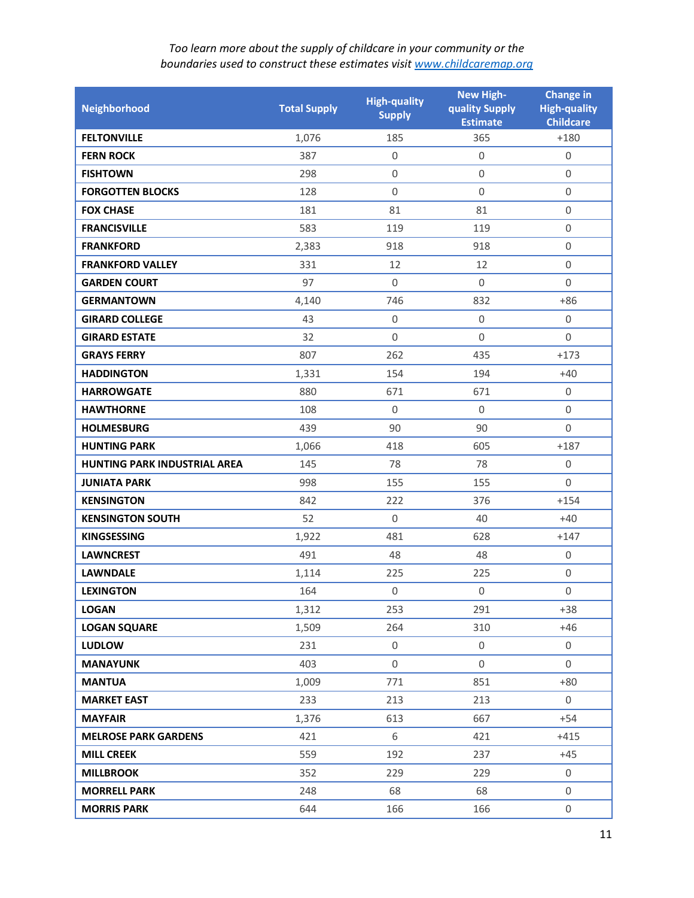*Too learn more about the supply of childcare in your community or the boundaries used to construct these estimates visit [www.childcaremap.org](http://www.childcaremap.org)*

| Neighborhood | Total Supply | High-quality Supply | New High-quality Supply Estimate | Change in High-quality Childcare |
|---|---|---|---|---|
| **FELTONVILLE** | 1,076 | 185 | 365 | +180 |
| **FERN ROCK** | 387 | 0 | 0 | 0 |
| **FISHTOWN** | 298 | 0 | 0 | 0 |
| **FORGOTTEN BLOCKS** | 128 | 0 | 0 | 0 |
| **FOX CHASE** | 181 | 81 | 81 | 0 |
| **FRANCISVILLE** | 583 | 119 | 119 | 0 |
| **FRANKFORD** | 2,383 | 918 | 918 | 0 |
| **FRANKFORD VALLEY** | 331 | 12 | 12 | 0 |
| **GARDEN COURT** | 97 | 0 | 0 | 0 |
| **GERMANTOWN** | 4,140 | 746 | 832 | +86 |
| **GIRARD COLLEGE** | 43 | 0 | 0 | 0 |
| **GIRARD ESTATE** | 32 | 0 | 0 | 0 |
| **GRAYS FERRY** | 807 | 262 | 435 | +173 |
| **HADDINGTON** | 1,331 | 154 | 194 | +40 |
| **HARROWGATE** | 880 | 671 | 671 | 0 |
| **HAWTHORNE** | 108 | 0 | 0 | 0 |
| **HOLMESBURG** | 439 | 90 | 90 | 0 |
| **HUNTING PARK** | 1,066 | 418 | 605 | +187 |
| **HUNTING PARK INDUSTRIAL AREA** | 145 | 78 | 78 | 0 |
| **JUNIATA PARK** | 998 | 155 | 155 | 0 |
| **KENSINGTON** | 842 | 222 | 376 | +154 |
| **KENSINGTON SOUTH** | 52 | 0 | 40 | +40 |
| **KINGSESSING** | 1,922 | 481 | 628 | +147 |
| **LAWNCREST** | 491 | 48 | 48 | 0 |
| **LAWNDALE** | 1,114 | 225 | 225 | 0 |
| **LEXINGTON** | 164 | 0 | 0 | 0 |
| **LOGAN** | 1,312 | 253 | 291 | +38 |
| **LOGAN SQUARE** | 1,509 | 264 | 310 | +46 |
| **LUDLOW** | 231 | 0 | 0 | 0 |
| **MANAYUNK** | 403 | 0 | 0 | 0 |
| **MANTUA** | 1,009 | 771 | 851 | +80 |
| **MARKET EAST** | 233 | 213 | 213 | 0 |
| **MAYFAIR** | 1,376 | 613 | 667 | +54 |
| **MELROSE PARK GARDENS** | 421 | 6 | 421 | +415 |
| **MILL CREEK** | 559 | 192 | 237 | +45 |
| **MILLBROOK** | 352 | 229 | 229 | 0 |
| **MORRELL PARK** | 248 | 68 | 68 | 0 |
| **MORRIS PARK** | 644 | 166 | 166 | 0 |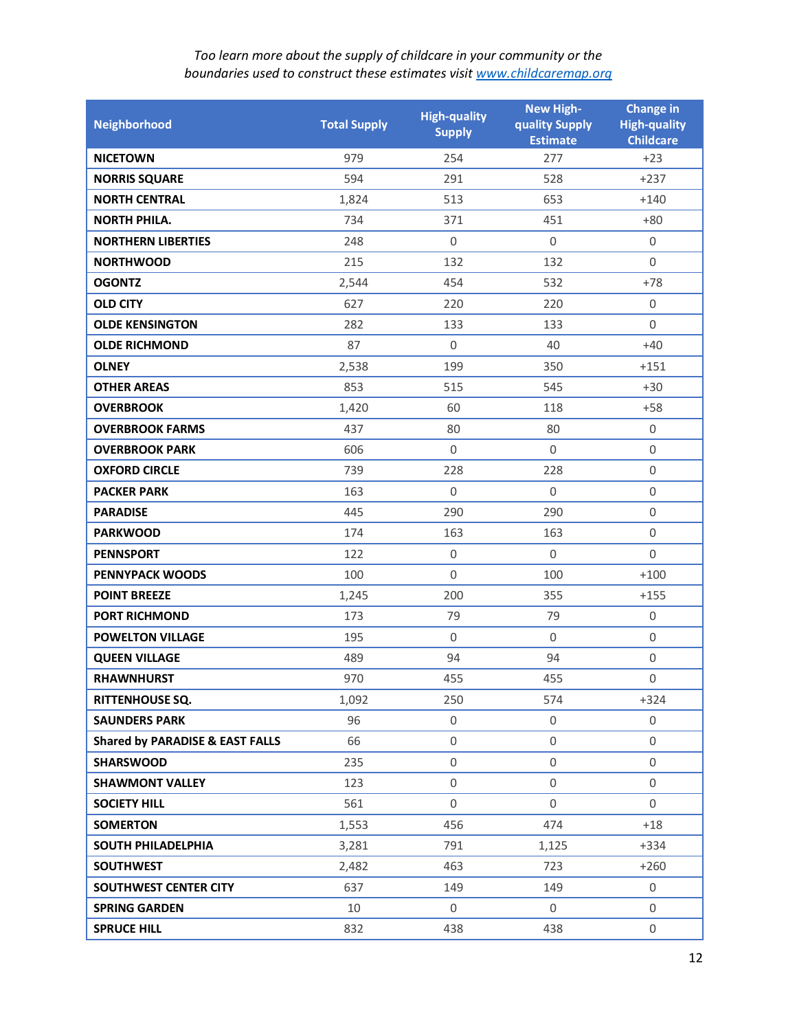*Too learn more about the supply of childcare in your community or the boundaries used to construct these estimates visit [www.childcaremap.org](http://www.childcaremap.org)*

| Neighborhood | Total Supply | High-quality Supply | New High-quality Supply Estimate | Change in High-quality Childcare |
|---|---|---|---|---|
| **NICETOWN** | 979 | 254 | 277 | +23 |
| **NORRIS SQUARE** | 594 | 291 | 528 | +237 |
| **NORTH CENTRAL** | 1,824 | 513 | 653 | +140 |
| **NORTH PHILA.** | 734 | 371 | 451 | +80 |
| **NORTHERN LIBERTIES** | 248 | 0 | 0 | 0 |
| **NORTHWOOD** | 215 | 132 | 132 | 0 |
| **OGONTZ** | 2,544 | 454 | 532 | +78 |
| **OLD CITY** | 627 | 220 | 220 | 0 |
| **OLDE KENSINGTON** | 282 | 133 | 133 | 0 |
| **OLDE RICHMOND** | 87 | 0 | 40 | +40 |
| **OLNEY** | 2,538 | 199 | 350 | +151 |
| **OTHER AREAS** | 853 | 515 | 545 | +30 |
| **OVERBROOK** | 1,420 | 60 | 118 | +58 |
| **OVERBROOK FARMS** | 437 | 80 | 80 | 0 |
| **OVERBROOK PARK** | 606 | 0 | 0 | 0 |
| **OXFORD CIRCLE** | 739 | 228 | 228 | 0 |
| **PACKER PARK** | 163 | 0 | 0 | 0 |
| **PARADISE** | 445 | 290 | 290 | 0 |
| **PARKWOOD** | 174 | 163 | 163 | 0 |
| **PENNSPORT** | 122 | 0 | 0 | 0 |
| **PENNYPACK WOODS** | 100 | 0 | 100 | +100 |
| **POINT BREEZE** | 1,245 | 200 | 355 | +155 |
| **PORT RICHMOND** | 173 | 79 | 79 | 0 |
| **POWELTON VILLAGE** | 195 | 0 | 0 | 0 |
| **QUEEN VILLAGE** | 489 | 94 | 94 | 0 |
| **RHAWNHURST** | 970 | 455 | 455 | 0 |
| **RITTENHOUSE SQ.** | 1,092 | 250 | 574 | +324 |
| **SAUNDERS PARK** | 96 | 0 | 0 | 0 |
| **Shared by PARADISE & EAST FALLS** | 66 | 0 | 0 | 0 |
| **SHARSWOOD** | 235 | 0 | 0 | 0 |
| **SHAWMONT VALLEY** | 123 | 0 | 0 | 0 |
| **SOCIETY HILL** | 561 | 0 | 0 | 0 |
| **SOMERTON** | 1,553 | 456 | 474 | +18 |
| **SOUTH PHILADELPHIA** | 3,281 | 791 | 1,125 | +334 |
| **SOUTHWEST** | 2,482 | 463 | 723 | +260 |
| **SOUTHWEST CENTER CITY** | 637 | 149 | 149 | 0 |
| **SPRING GARDEN** | 10 | 0 | 0 | 0 |
| **SPRUCE HILL** | 832 | 438 | 438 | 0 |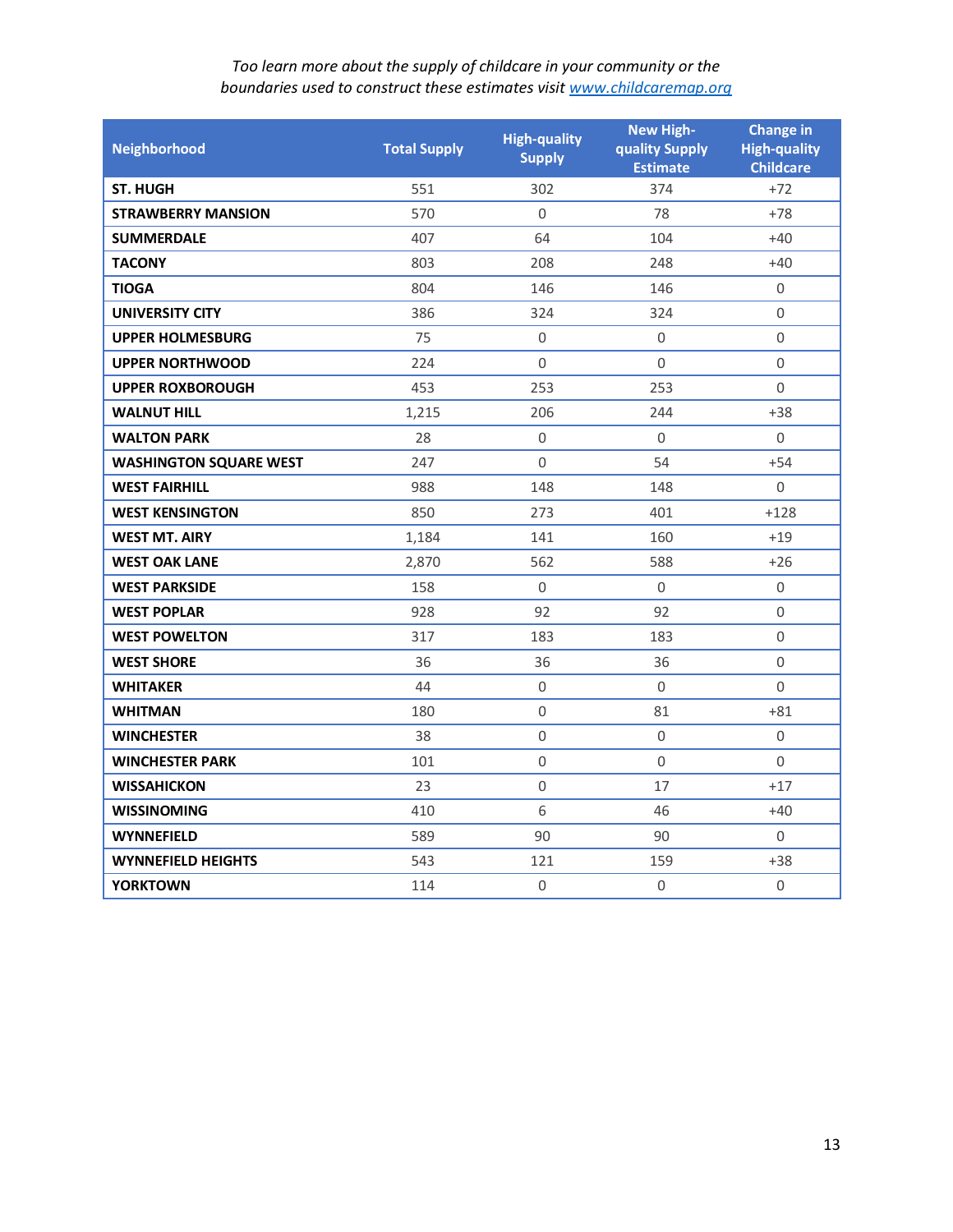*Too learn more about the supply of childcare in your community or the boundaries used to construct these estimates visit [www.childcaremap.org](http://www.childcaremap.org)*

| Neighborhood | Total Supply | High-quality Supply | New High-quality Supply Estimate | Change in High-quality Childcare |
|---|---|---|---|---|
| **ST. HUGH** | 551 | 302 | 374 | +72 |
| **STRAWBERRY MANSION** | 570 | 0 | 78 | +78 |
| **SUMMERDALE** | 407 | 64 | 104 | +40 |
| **TACONY** | 803 | 208 | 248 | +40 |
| **TIOGA** | 804 | 146 | 146 | 0 |
| **UNIVERSITY CITY** | 386 | 324 | 324 | 0 |
| **UPPER HOLMESBURG** | 75 | 0 | 0 | 0 |
| **UPPER NORTHWOOD** | 224 | 0 | 0 | 0 |
| **UPPER ROXBOROUGH** | 453 | 253 | 253 | 0 |
| **WALNUT HILL** | 1,215 | 206 | 244 | +38 |
| **WALTON PARK** | 28 | 0 | 0 | 0 |
| **WASHINGTON SQUARE WEST** | 247 | 0 | 54 | +54 |
| **WEST FAIRHILL** | 988 | 148 | 148 | 0 |
| **WEST KENSINGTON** | 850 | 273 | 401 | +128 |
| **WEST MT. AIRY** | 1,184 | 141 | 160 | +19 |
| **WEST OAK LANE** | 2,870 | 562 | 588 | +26 |
| **WEST PARKSIDE** | 158 | 0 | 0 | 0 |
| **WEST POPLAR** | 928 | 92 | 92 | 0 |
| **WEST POWELTON** | 317 | 183 | 183 | 0 |
| **WEST SHORE** | 36 | 36 | 36 | 0 |
| **WHITAKER** | 44 | 0 | 0 | 0 |
| **WHITMAN** | 180 | 0 | 81 | +81 |
| **WINCHESTER** | 38 | 0 | 0 | 0 |
| **WINCHESTER PARK** | 101 | 0 | 0 | 0 |
| **WISSAHICKON** | 23 | 0 | 17 | +17 |
| **WISSINOMING** | 410 | 6 | 46 | +40 |
| **WYNNEFIELD** | 589 | 90 | 90 | 0 |
| **WYNNEFIELD HEIGHTS** | 543 | 121 | 159 | +38 |
| **YORKTOWN** | 114 | 0 | 0 | 0 |